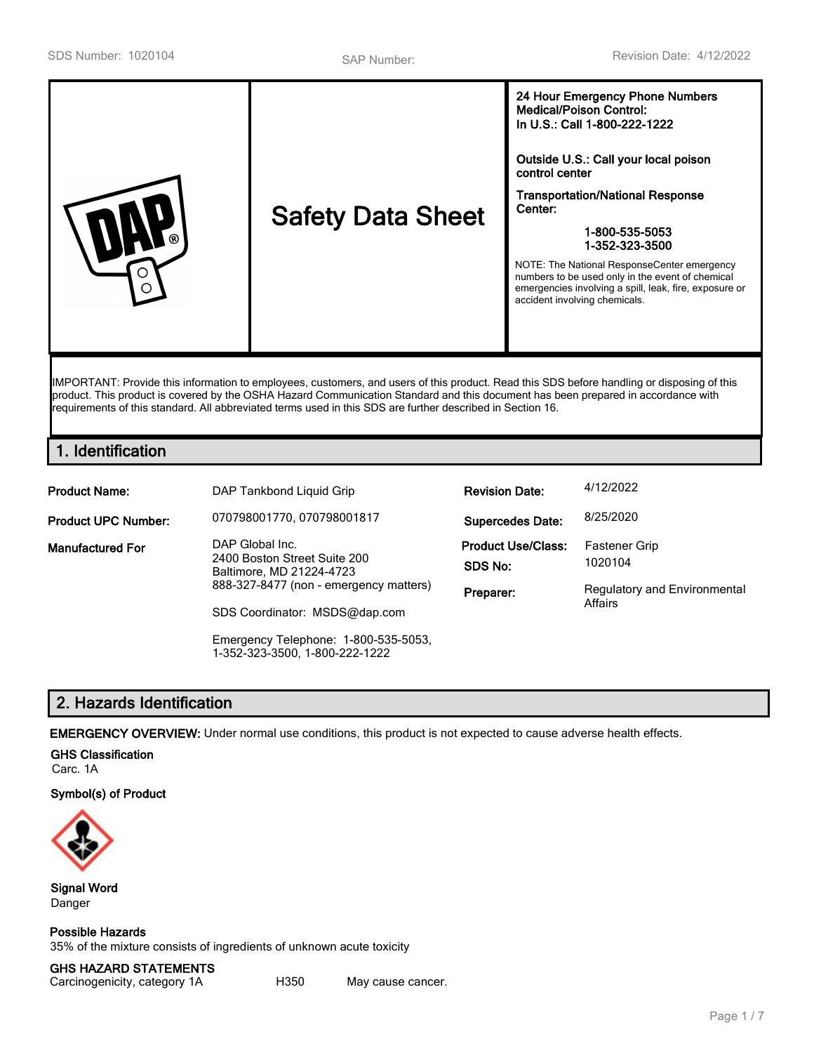SDS Number: 1020104 | SAP Number: | Revision Date: 4/12/2022

# Safety Data Sheet

**24 Hour Emergency Phone Numbers**
**Medical/Poison Control:**
**In U.S.: Call 1-800-222-1222**

**Outside U.S.: Call your local poison control center**

**Transportation/National Response Center:**

**1-800-535-5053**
**1-352-323-3500**

NOTE: The National ResponseCenter emergency numbers to be used only in the event of chemical emergencies involving a spill, leak, fire, exposure or accident involving chemicals.

IMPORTANT: Provide this information to employees, customers, and users of this product. Read this SDS before handling or disposing of this product. This product is covered by the OSHA Hazard Communication Standard and this document has been prepared in accordance with requirements of this standard. All abbreviated terms used in this SDS are further described in Section 16.

## 1. Identification

| | | | |
|---|---|---|---|
| **Product Name:** | DAP Tankbond Liquid Grip | **Revision Date:** | 4/12/2022 |
| **Product UPC Number:** | 070798001770, 070798001817 | **Supercedes Date:** | 8/25/2020 |
| **Manufactured For** | DAP Global Inc.<br>2400 Boston Street Suite 200<br>Baltimore, MD 21224-4723<br>888-327-8477 (non - emergency matters)<br><br>SDS Coordinator: MSDS@dap.com<br><br>Emergency Telephone: 1-800-535-5053, 1-352-323-3500, 1-800-222-1222 | **Product Use/Class:**<br>**SDS No:**<br>**Preparer:** | Fastener Grip<br>1020104<br>Regulatory and Environmental Affairs |

## 2. Hazards Identification

**EMERGENCY OVERVIEW:** Under normal use conditions, this product is not expected to cause adverse health effects.

**GHS Classification**
Carc. 1A

**Symbol(s) of Product**

**Signal Word**
Danger

**Possible Hazards**
35% of the mixture consists of ingredients of unknown acute toxicity

**GHS HAZARD STATEMENTS**

| | | |
|---|---|---|
| Carcinogenicity, category 1A | H350 | May cause cancer. |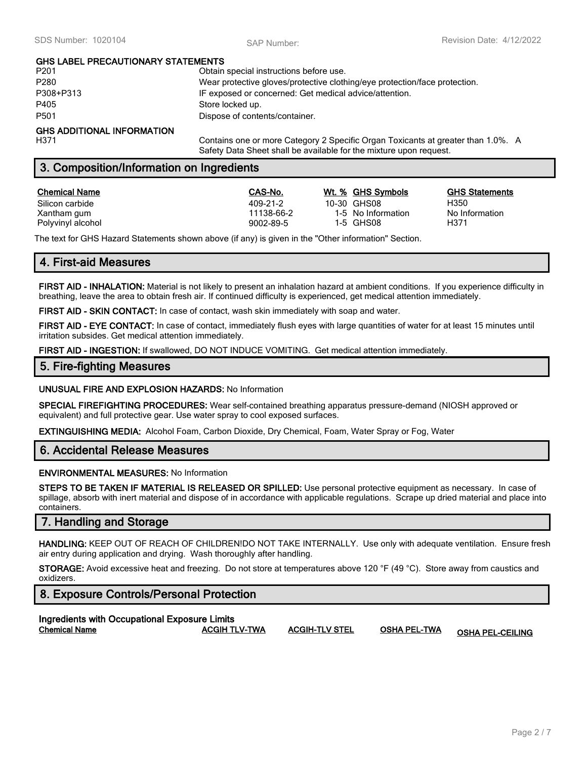**GHS LABEL PRECAUTIONARY STATEMENTS**

| | |
|---|---|
| P201 | Obtain special instructions before use. |
| P280 | Wear protective gloves/protective clothing/eye protection/face protection. |
| P308+P313 | IF exposed or concerned: Get medical advice/attention. |
| P405 | Store locked up. |
| P501 | Dispose of contents/container. |

**GHS ADDITIONAL INFORMATION**

| | |
|---|---|
| H371 | Contains one or more Category 2 Specific Organ Toxicants at greater than 1.0%. A Safety Data Sheet shall be available for the mixture upon request. |

## 3. Composition/Information on Ingredients

| Chemical Name | CAS-No. | Wt. % | GHS Symbols | GHS Statements |
|---|---|---|---|---|
| Silicon carbide | 409-21-2 | 10-30 | GHS08 | H350 |
| Xantham gum | 11138-66-2 | 1-5 | No Information | No Information |
| Polyvinyl alcohol | 9002-89-5 | 1-5 | GHS08 | H371 |

The text for GHS Hazard Statements shown above (if any) is given in the "Other information" Section.

## 4. First-aid Measures

**FIRST AID - INHALATION:** Material is not likely to present an inhalation hazard at ambient conditions. If you experience difficulty in breathing, leave the area to obtain fresh air. If continued difficulty is experienced, get medical attention immediately.

**FIRST AID - SKIN CONTACT:** In case of contact, wash skin immediately with soap and water.

**FIRST AID - EYE CONTACT:** In case of contact, immediately flush eyes with large quantities of water for at least 15 minutes until irritation subsides. Get medical attention immediately.

**FIRST AID - INGESTION:** If swallowed, DO NOT INDUCE VOMITING. Get medical attention immediately.

## 5. Fire-fighting Measures

**UNUSUAL FIRE AND EXPLOSION HAZARDS:** No Information

**SPECIAL FIREFIGHTING PROCEDURES:** Wear self-contained breathing apparatus pressure-demand (NIOSH approved or equivalent) and full protective gear. Use water spray to cool exposed surfaces.

**EXTINGUISHING MEDIA:** Alcohol Foam, Carbon Dioxide, Dry Chemical, Foam, Water Spray or Fog, Water

## 6. Accidental Release Measures

**ENVIRONMENTAL MEASURES:** No Information

**STEPS TO BE TAKEN IF MATERIAL IS RELEASED OR SPILLED:** Use personal protective equipment as necessary. In case of spillage, absorb with inert material and dispose of in accordance with applicable regulations. Scrape up dried material and place into containers.

## 7. Handling and Storage

**HANDLING:** KEEP OUT OF REACH OF CHILDREN!DO NOT TAKE INTERNALLY. Use only with adequate ventilation. Ensure fresh air entry during application and drying. Wash thoroughly after handling.

**STORAGE:** Avoid excessive heat and freezing. Do not store at temperatures above 120 °F (49 °C). Store away from caustics and oxidizers.

## 8. Exposure Controls/Personal Protection

**Ingredients with Occupational Exposure Limits**

| Chemical Name | ACGIH TLV-TWA | ACGIH-TLV STEL | OSHA PEL-TWA | OSHA PEL-CEILING |
|---|---|---|---|---|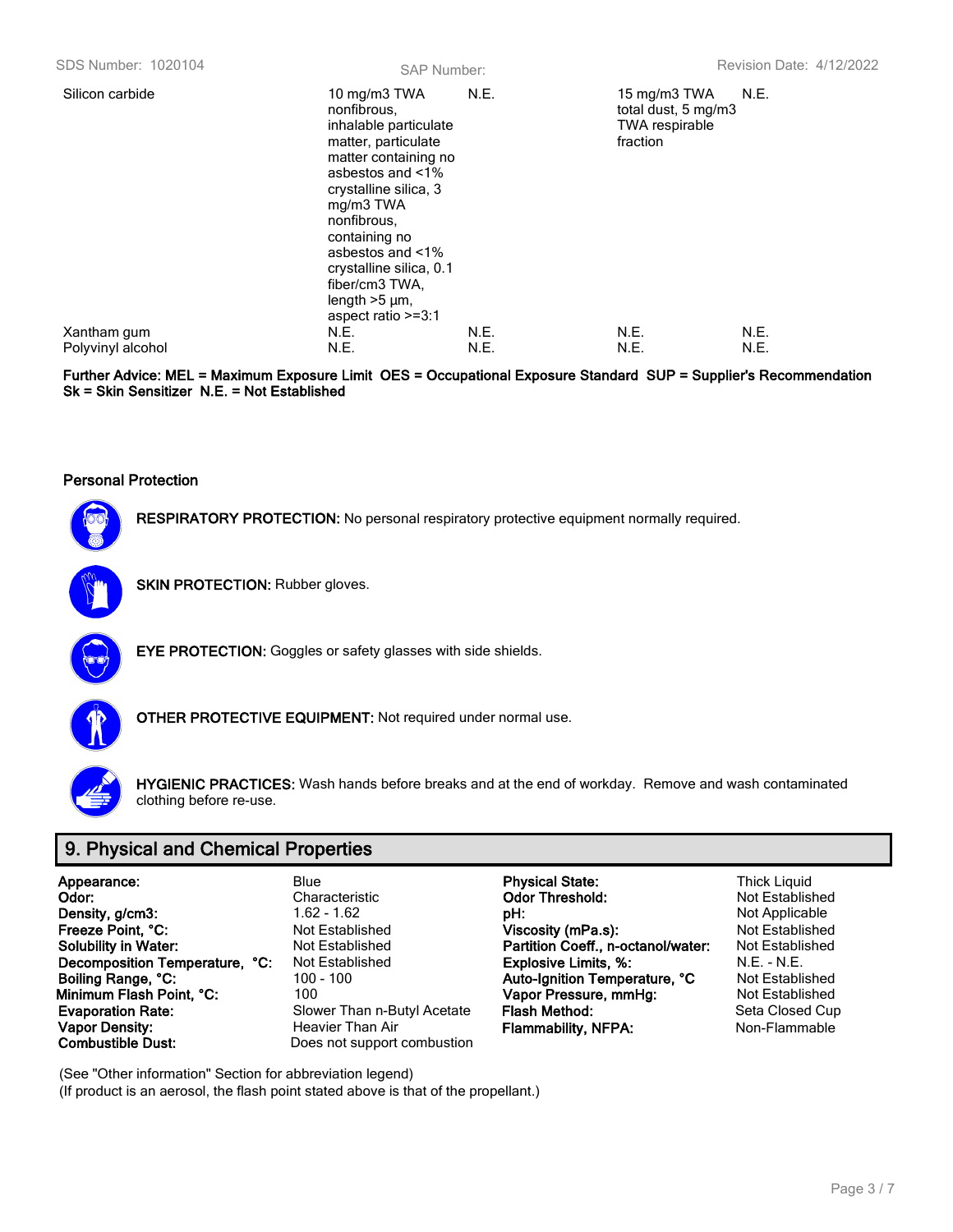| | | | | |
|---|---|---|---|---|
| Silicon carbide | 10 mg/m3 TWA nonfibrous, inhalable particulate matter, particulate matter containing no asbestos and <1% crystalline silica, 3 mg/m3 TWA nonfibrous, containing no asbestos and <1% crystalline silica, 0.1 fiber/cm3 TWA, length >5 µm, aspect ratio >=3:1 | N.E. | 15 mg/m3 TWA total dust, 5 mg/m3 TWA respirable fraction | N.E. |
| Xantham gum | N.E. | N.E. | N.E. | N.E. |
| Polyvinyl alcohol | N.E. | N.E. | N.E. | N.E. |

**Further Advice: MEL = Maximum Exposure Limit OES = Occupational Exposure Standard SUP = Supplier's Recommendation Sk = Skin Sensitizer N.E. = Not Established**

### Personal Protection

**RESPIRATORY PROTECTION:** No personal respiratory protective equipment normally required.

**SKIN PROTECTION:** Rubber gloves.

**EYE PROTECTION:** Goggles or safety glasses with side shields.

**OTHER PROTECTIVE EQUIPMENT:** Not required under normal use.

**HYGIENIC PRACTICES:** Wash hands before breaks and at the end of workday. Remove and wash contaminated clothing before re-use.

## 9. Physical and Chemical Properties

| | | | |
|---|---|---|---|
| **Appearance:** | Blue | **Physical State:** | Thick Liquid |
| **Odor:** | Characteristic | **Odor Threshold:** | Not Established |
| **Density, g/cm3:** | 1.62 - 1.62 | **pH:** | Not Applicable |
| **Freeze Point, °C:** | Not Established | **Viscosity (mPa.s):** | Not Established |
| **Solubility in Water:** | Not Established | **Partition Coeff., n-octanol/water:** | Not Established |
| **Decomposition Temperature, °C:** | Not Established | **Explosive Limits, %:** | N.E. - N.E. |
| **Boiling Range, °C:** | 100 - 100 | **Auto-Ignition Temperature, °C** | Not Established |
| **Minimum Flash Point, °C:** | 100 | **Vapor Pressure, mmHg:** | Not Established |
| **Evaporation Rate:** | Slower Than n-Butyl Acetate | **Flash Method:** | Seta Closed Cup |
| **Vapor Density:** | Heavier Than Air | **Flammability, NFPA:** | Non-Flammable |
| **Combustible Dust:** | Does not support combustion | | |

(See "Other information" Section for abbreviation legend)
(If product is an aerosol, the flash point stated above is that of the propellant.)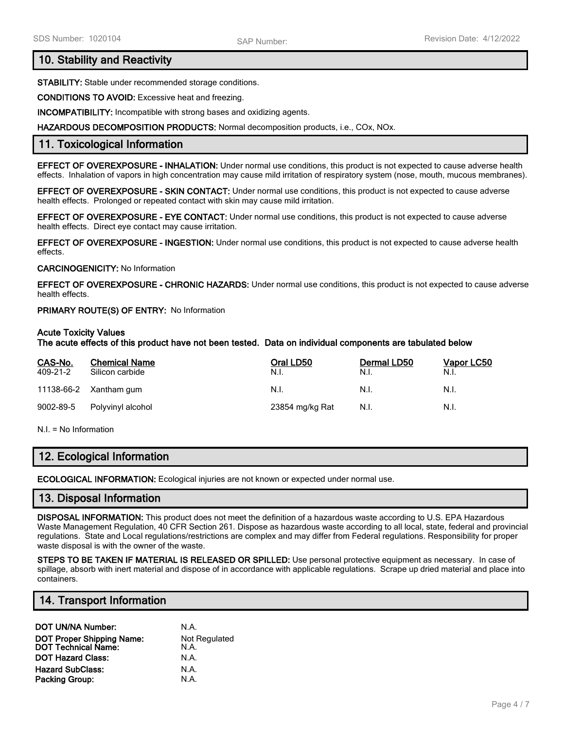## 10. Stability and Reactivity

**STABILITY:** Stable under recommended storage conditions.

**CONDITIONS TO AVOID:** Excessive heat and freezing.

**INCOMPATIBILITY:** Incompatible with strong bases and oxidizing agents.

**HAZARDOUS DECOMPOSITION PRODUCTS:** Normal decomposition products, i.e., COx, NOx.

## 11. Toxicological Information

**EFFECT OF OVEREXPOSURE - INHALATION:** Under normal use conditions, this product is not expected to cause adverse health effects. Inhalation of vapors in high concentration may cause mild irritation of respiratory system (nose, mouth, mucous membranes).

**EFFECT OF OVEREXPOSURE - SKIN CONTACT:** Under normal use conditions, this product is not expected to cause adverse health effects. Prolonged or repeated contact with skin may cause mild irritation.

**EFFECT OF OVEREXPOSURE - EYE CONTACT:** Under normal use conditions, this product is not expected to cause adverse health effects. Direct eye contact may cause irritation.

**EFFECT OF OVEREXPOSURE - INGESTION:** Under normal use conditions, this product is not expected to cause adverse health effects.

**CARCINOGENICITY:** No Information

**EFFECT OF OVEREXPOSURE - CHRONIC HAZARDS:** Under normal use conditions, this product is not expected to cause adverse health effects.

**PRIMARY ROUTE(S) OF ENTRY:** No Information

**Acute Toxicity Values**
**The acute effects of this product have not been tested. Data on individual components are tabulated below**

| CAS-No. | Chemical Name | Oral LD50 | Dermal LD50 | Vapor LC50 |
|---|---|---|---|---|
| 409-21-2 | Silicon carbide | N.I. | N.I. | N.I. |
| 11138-66-2 | Xantham gum | N.I. | N.I. | N.I. |
| 9002-89-5 | Polyvinyl alcohol | 23854 mg/kg Rat | N.I. | N.I. |

N.I. = No Information

## 12. Ecological Information

**ECOLOGICAL INFORMATION:** Ecological injuries are not known or expected under normal use.

## 13. Disposal Information

**DISPOSAL INFORMATION:** This product does not meet the definition of a hazardous waste according to U.S. EPA Hazardous Waste Management Regulation, 40 CFR Section 261. Dispose as hazardous waste according to all local, state, federal and provincial regulations. State and Local regulations/restrictions are complex and may differ from Federal regulations. Responsibility for proper waste disposal is with the owner of the waste.

**STEPS TO BE TAKEN IF MATERIAL IS RELEASED OR SPILLED:** Use personal protective equipment as necessary. In case of spillage, absorb with inert material and dispose of in accordance with applicable regulations. Scrape up dried material and place into containers.

## 14. Transport Information

**DOT UN/NA Number:** N.A.
**DOT Proper Shipping Name:** Not Regulated
**DOT Technical Name:** N.A.
**DOT Hazard Class:** N.A.
**Hazard SubClass:** N.A.
**Packing Group:** N.A.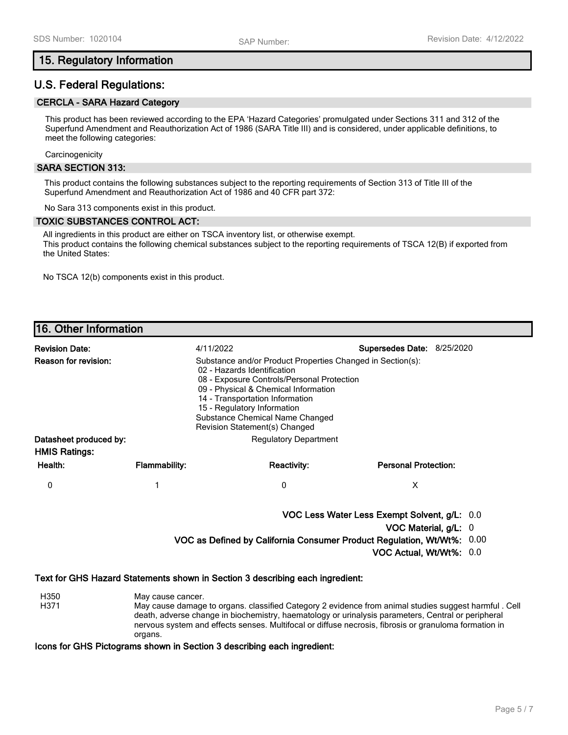## 15. Regulatory Information

## U.S. Federal Regulations:

### CERCLA - SARA Hazard Category

This product has been reviewed according to the EPA 'Hazard Categories' promulgated under Sections 311 and 312 of the Superfund Amendment and Reauthorization Act of 1986 (SARA Title III) and is considered, under applicable definitions, to meet the following categories:

Carcinogenicity

### SARA SECTION 313:

This product contains the following substances subject to the reporting requirements of Section 313 of Title III of the Superfund Amendment and Reauthorization Act of 1986 and 40 CFR part 372:

No Sara 313 components exist in this product.

### TOXIC SUBSTANCES CONTROL ACT:

All ingredients in this product are either on TSCA inventory list, or otherwise exempt.
This product contains the following chemical substances subject to the reporting requirements of TSCA 12(B) if exported from the United States:

No TSCA 12(b) components exist in this product.

## 16. Other Information

**Revision Date:** 4/11/2022 **Supersedes Date:** 8/25/2020

**Reason for revision:** Substance and/or Product Properties Changed in Section(s):
- 02 - Hazards Identification
- 08 - Exposure Controls/Personal Protection
- 09 - Physical & Chemical Information
- 14 - Transportation Information
- 15 - Regulatory Information

Substance Chemical Name Changed
Revision Statement(s) Changed

**Datasheet produced by:** Regulatory Department

**HMIS Ratings:**

| Health: | Flammability: | Reactivity: | Personal Protection: |
|---|---|---|---|
| 0 | 1 | 0 | X |

**VOC Less Water Less Exempt Solvent, g/L:** 0.0
**VOC Material, g/L:** 0
**VOC as Defined by California Consumer Product Regulation, Wt/Wt%:** 0.00
**VOC Actual, Wt/Wt%:** 0.0

**Text for GHS Hazard Statements shown in Section 3 describing each ingredient:**

| | |
|---|---|
| H350 | May cause cancer. |
| H371 | May cause damage to organs. classified Category 2 evidence from animal studies suggest harmful . Cell death, adverse change in biochemistry, haematology or urinalysis parameters, Central or peripheral nervous system and effects senses. Multifocal or diffuse necrosis, fibrosis or granuloma formation in organs. |

**Icons for GHS Pictograms shown in Section 3 describing each ingredient:**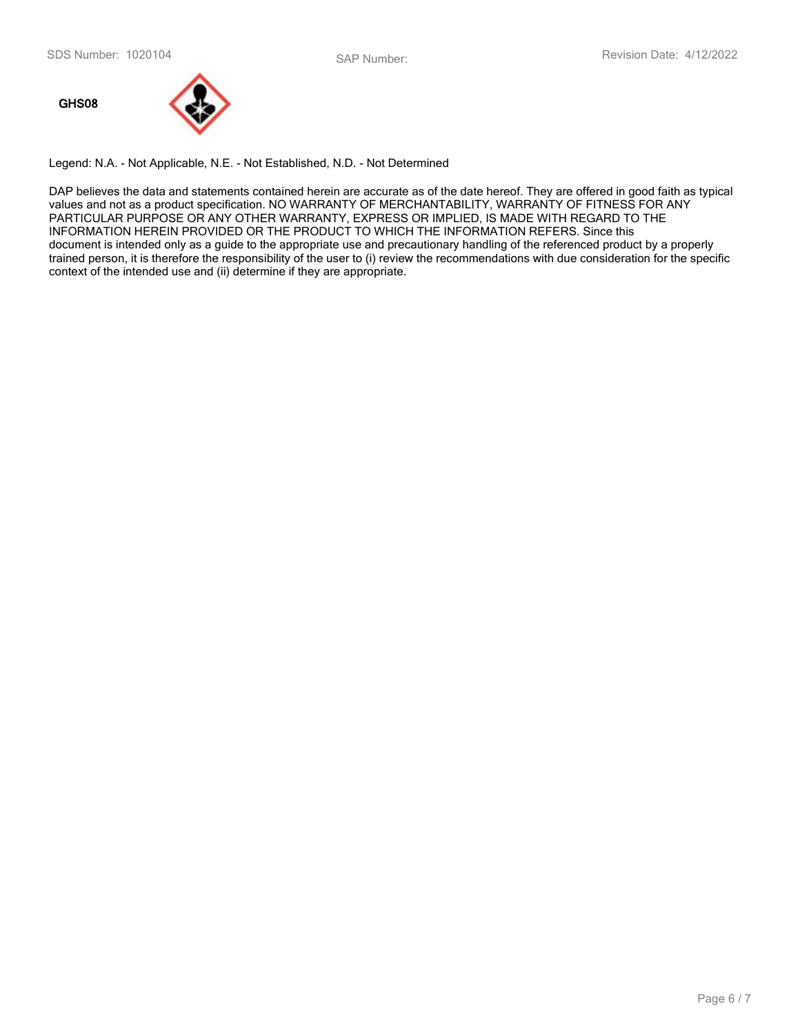**GHS08**

Legend: N.A. - Not Applicable, N.E. - Not Established, N.D. - Not Determined

DAP believes the data and statements contained herein are accurate as of the date hereof. They are offered in good faith as typical values and not as a product specification. NO WARRANTY OF MERCHANTABILITY, WARRANTY OF FITNESS FOR ANY PARTICULAR PURPOSE OR ANY OTHER WARRANTY, EXPRESS OR IMPLIED, IS MADE WITH REGARD TO THE INFORMATION HEREIN PROVIDED OR THE PRODUCT TO WHICH THE INFORMATION REFERS. Since this document is intended only as a guide to the appropriate use and precautionary handling of the referenced product by a properly trained person, it is therefore the responsibility of the user to (i) review the recommendations with due consideration for the specific context of the intended use and (ii) determine if they are appropriate.